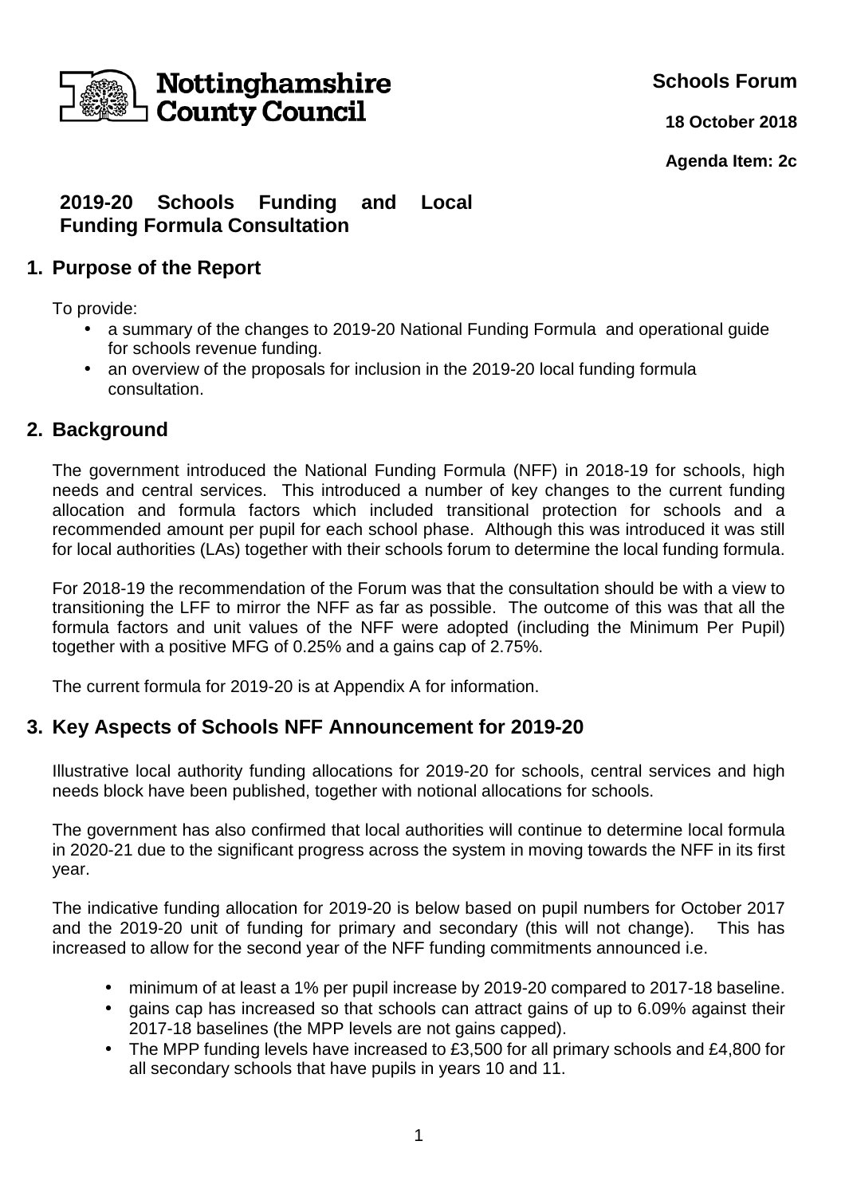Nottinghamshire County Council

**Schools Forum**

**18 October 2018**

**Agenda Item: 2c**

# 2019-20 Schools Funding and Local Funding Formula Consultation

## 1. Purpose of the Report

To provide:

- a summary of the changes to 2019-20 National Funding Formula and operational guide for schools revenue funding.
- an overview of the proposals for inclusion in the 2019-20 local funding formula consultation.

## 2. Background

The government introduced the National Funding Formula (NFF) in 2018-19 for schools, high needs and central services. This introduced a number of key changes to the current funding allocation and formula factors which included transitional protection for schools and a recommended amount per pupil for each school phase. Although this was introduced it was still for local authorities (LAs) together with their schools forum to determine the local funding formula.

For 2018-19 the recommendation of the Forum was that the consultation should be with a view to transitioning the LFF to mirror the NFF as far as possible. The outcome of this was that all the formula factors and unit values of the NFF were adopted (including the Minimum Per Pupil) together with a positive MFG of 0.25% and a gains cap of 2.75%.

The current formula for 2019-20 is at Appendix A for information.

## 3. Key Aspects of Schools NFF Announcement for 2019-20

Illustrative local authority funding allocations for 2019-20 for schools, central services and high needs block have been published, together with notional allocations for schools.

The government has also confirmed that local authorities will continue to determine local formula in 2020-21 due to the significant progress across the system in moving towards the NFF in its first year.

The indicative funding allocation for 2019-20 is below based on pupil numbers for October 2017 and the 2019-20 unit of funding for primary and secondary (this will not change). This has increased to allow for the second year of the NFF funding commitments announced i.e.

- minimum of at least a 1% per pupil increase by 2019-20 compared to 2017-18 baseline.
- gains cap has increased so that schools can attract gains of up to 6.09% against their 2017-18 baselines (the MPP levels are not gains capped).
- The MPP funding levels have increased to £3,500 for all primary schools and £4,800 for all secondary schools that have pupils in years 10 and 11.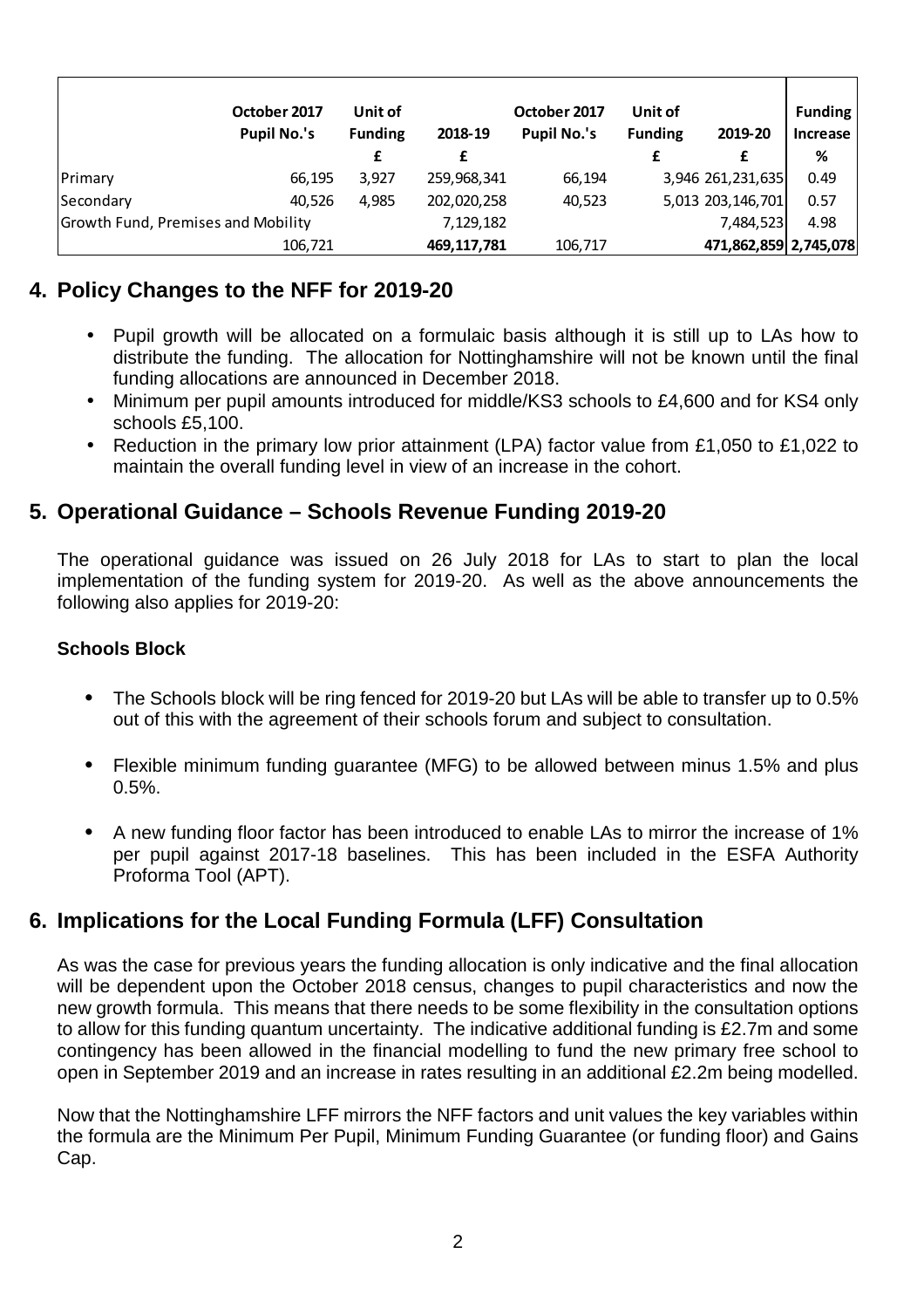| | October 2017 Pupil No.'s | Unit of Funding | 2018-19 | October 2017 Pupil No.'s | Unit of Funding | 2019-20 | Funding Increase |
|---|---|---|---|---|---|---|---|
| | | £ | £ | | £ | £ | % |
| Primary | 66,195 | 3,927 | 259,968,341 | 66,194 | 3,946 | 261,231,635 | 0.49 |
| Secondary | 40,526 | 4,985 | 202,020,258 | 40,523 | 5,013 | 203,146,701 | 0.57 |
| Growth Fund, Premises and Mobility | | | 7,129,182 | | | 7,484,523 | 4.98 |
| | 106,721 | | **469,117,781** | 106,717 | | **471,862,859** | **2,745,078** |

## 4. Policy Changes to the NFF for 2019-20

- Pupil growth will be allocated on a formulaic basis although it is still up to LAs how to distribute the funding. The allocation for Nottinghamshire will not be known until the final funding allocations are announced in December 2018.
- Minimum per pupil amounts introduced for middle/KS3 schools to £4,600 and for KS4 only schools £5,100.
- Reduction in the primary low prior attainment (LPA) factor value from £1,050 to £1,022 to maintain the overall funding level in view of an increase in the cohort.

## 5. Operational Guidance – Schools Revenue Funding 2019-20

The operational guidance was issued on 26 July 2018 for LAs to start to plan the local implementation of the funding system for 2019-20. As well as the above announcements the following also applies for 2019-20:

**Schools Block**

- The Schools block will be ring fenced for 2019-20 but LAs will be able to transfer up to 0.5% out of this with the agreement of their schools forum and subject to consultation.
- Flexible minimum funding guarantee (MFG) to be allowed between minus 1.5% and plus 0.5%.
- A new funding floor factor has been introduced to enable LAs to mirror the increase of 1% per pupil against 2017-18 baselines. This has been included in the ESFA Authority Proforma Tool (APT).

## 6. Implications for the Local Funding Formula (LFF) Consultation

As was the case for previous years the funding allocation is only indicative and the final allocation will be dependent upon the October 2018 census, changes to pupil characteristics and now the new growth formula. This means that there needs to be some flexibility in the consultation options to allow for this funding quantum uncertainty. The indicative additional funding is £2.7m and some contingency has been allowed in the financial modelling to fund the new primary free school to open in September 2019 and an increase in rates resulting in an additional £2.2m being modelled.

Now that the Nottinghamshire LFF mirrors the NFF factors and unit values the key variables within the formula are the Minimum Per Pupil, Minimum Funding Guarantee (or funding floor) and Gains Cap.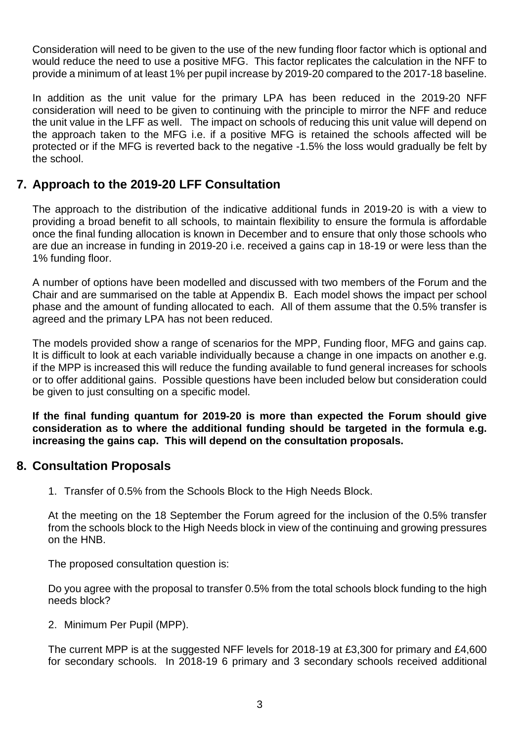Consideration will need to be given to the use of the new funding floor factor which is optional and would reduce the need to use a positive MFG. This factor replicates the calculation in the NFF to provide a minimum of at least 1% per pupil increase by 2019-20 compared to the 2017-18 baseline.

In addition as the unit value for the primary LPA has been reduced in the 2019-20 NFF consideration will need to be given to continuing with the principle to mirror the NFF and reduce the unit value in the LFF as well. The impact on schools of reducing this unit value will depend on the approach taken to the MFG i.e. if a positive MFG is retained the schools affected will be protected or if the MFG is reverted back to the negative -1.5% the loss would gradually be felt by the school.

## 7. Approach to the 2019-20 LFF Consultation

The approach to the distribution of the indicative additional funds in 2019-20 is with a view to providing a broad benefit to all schools, to maintain flexibility to ensure the formula is affordable once the final funding allocation is known in December and to ensure that only those schools who are due an increase in funding in 2019-20 i.e. received a gains cap in 18-19 or were less than the 1% funding floor.

A number of options have been modelled and discussed with two members of the Forum and the Chair and are summarised on the table at Appendix B. Each model shows the impact per school phase and the amount of funding allocated to each. All of them assume that the 0.5% transfer is agreed and the primary LPA has not been reduced.

The models provided show a range of scenarios for the MPP, Funding floor, MFG and gains cap. It is difficult to look at each variable individually because a change in one impacts on another e.g. if the MPP is increased this will reduce the funding available to fund general increases for schools or to offer additional gains. Possible questions have been included below but consideration could be given to just consulting on a specific model.

**If the final funding quantum for 2019-20 is more than expected the Forum should give consideration as to where the additional funding should be targeted in the formula e.g. increasing the gains cap. This will depend on the consultation proposals.**

## 8. Consultation Proposals

1. Transfer of 0.5% from the Schools Block to the High Needs Block.

At the meeting on the 18 September the Forum agreed for the inclusion of the 0.5% transfer from the schools block to the High Needs block in view of the continuing and growing pressures on the HNB.

The proposed consultation question is:

Do you agree with the proposal to transfer 0.5% from the total schools block funding to the high needs block?

2. Minimum Per Pupil (MPP).

The current MPP is at the suggested NFF levels for 2018-19 at £3,300 for primary and £4,600 for secondary schools. In 2018-19 6 primary and 3 secondary schools received additional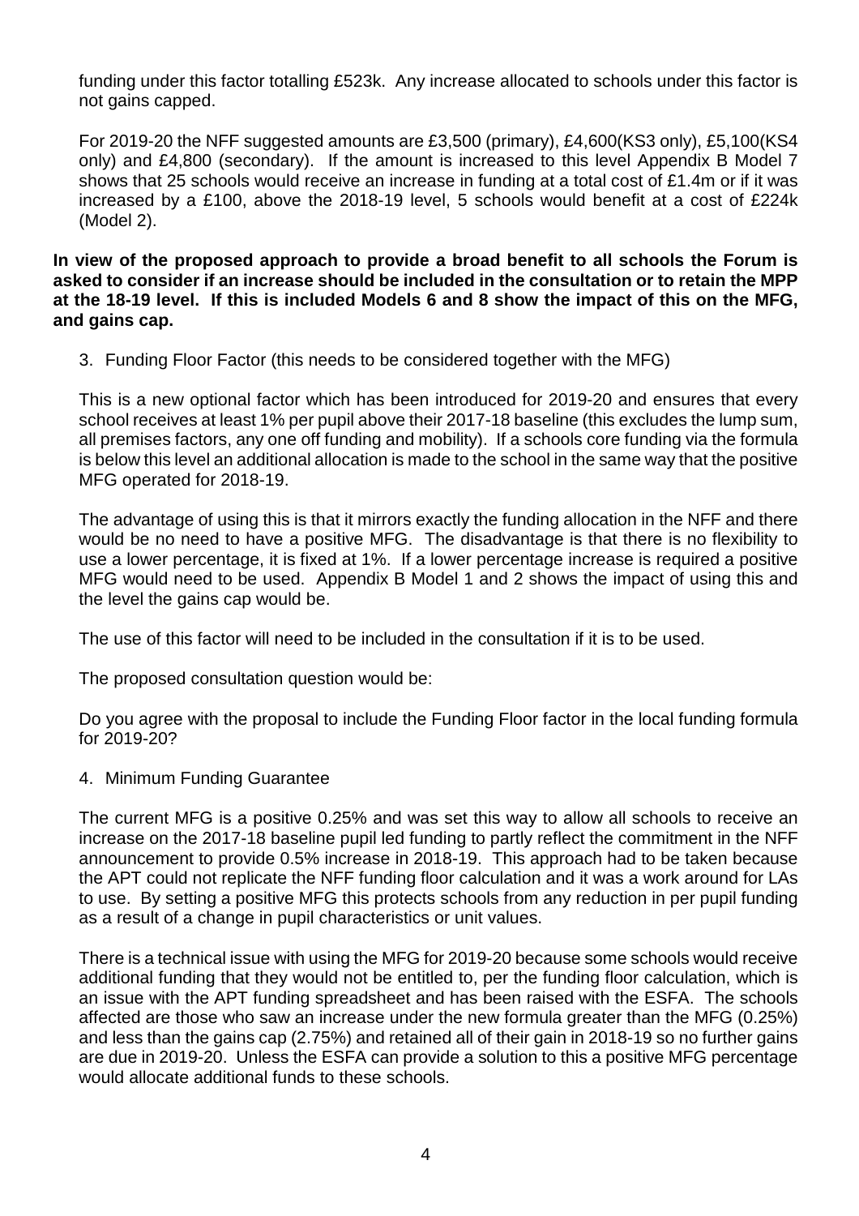funding under this factor totalling £523k. Any increase allocated to schools under this factor is not gains capped.

For 2019-20 the NFF suggested amounts are £3,500 (primary), £4,600(KS3 only), £5,100(KS4 only) and £4,800 (secondary). If the amount is increased to this level Appendix B Model 7 shows that 25 schools would receive an increase in funding at a total cost of £1.4m or if it was increased by a £100, above the 2018-19 level, 5 schools would benefit at a cost of £224k (Model 2).

**In view of the proposed approach to provide a broad benefit to all schools the Forum is asked to consider if an increase should be included in the consultation or to retain the MPP at the 18-19 level. If this is included Models 6 and 8 show the impact of this on the MFG, and gains cap.**

3. Funding Floor Factor (this needs to be considered together with the MFG)

This is a new optional factor which has been introduced for 2019-20 and ensures that every school receives at least 1% per pupil above their 2017-18 baseline (this excludes the lump sum, all premises factors, any one off funding and mobility). If a schools core funding via the formula is below this level an additional allocation is made to the school in the same way that the positive MFG operated for 2018-19.

The advantage of using this is that it mirrors exactly the funding allocation in the NFF and there would be no need to have a positive MFG. The disadvantage is that there is no flexibility to use a lower percentage, it is fixed at 1%. If a lower percentage increase is required a positive MFG would need to be used. Appendix B Model 1 and 2 shows the impact of using this and the level the gains cap would be.

The use of this factor will need to be included in the consultation if it is to be used.

The proposed consultation question would be:

Do you agree with the proposal to include the Funding Floor factor in the local funding formula for 2019-20?

4. Minimum Funding Guarantee

The current MFG is a positive 0.25% and was set this way to allow all schools to receive an increase on the 2017-18 baseline pupil led funding to partly reflect the commitment in the NFF announcement to provide 0.5% increase in 2018-19. This approach had to be taken because the APT could not replicate the NFF funding floor calculation and it was a work around for LAs to use. By setting a positive MFG this protects schools from any reduction in per pupil funding as a result of a change in pupil characteristics or unit values.

There is a technical issue with using the MFG for 2019-20 because some schools would receive additional funding that they would not be entitled to, per the funding floor calculation, which is an issue with the APT funding spreadsheet and has been raised with the ESFA. The schools affected are those who saw an increase under the new formula greater than the MFG (0.25%) and less than the gains cap (2.75%) and retained all of their gain in 2018-19 so no further gains are due in 2019-20. Unless the ESFA can provide a solution to this a positive MFG percentage would allocate additional funds to these schools.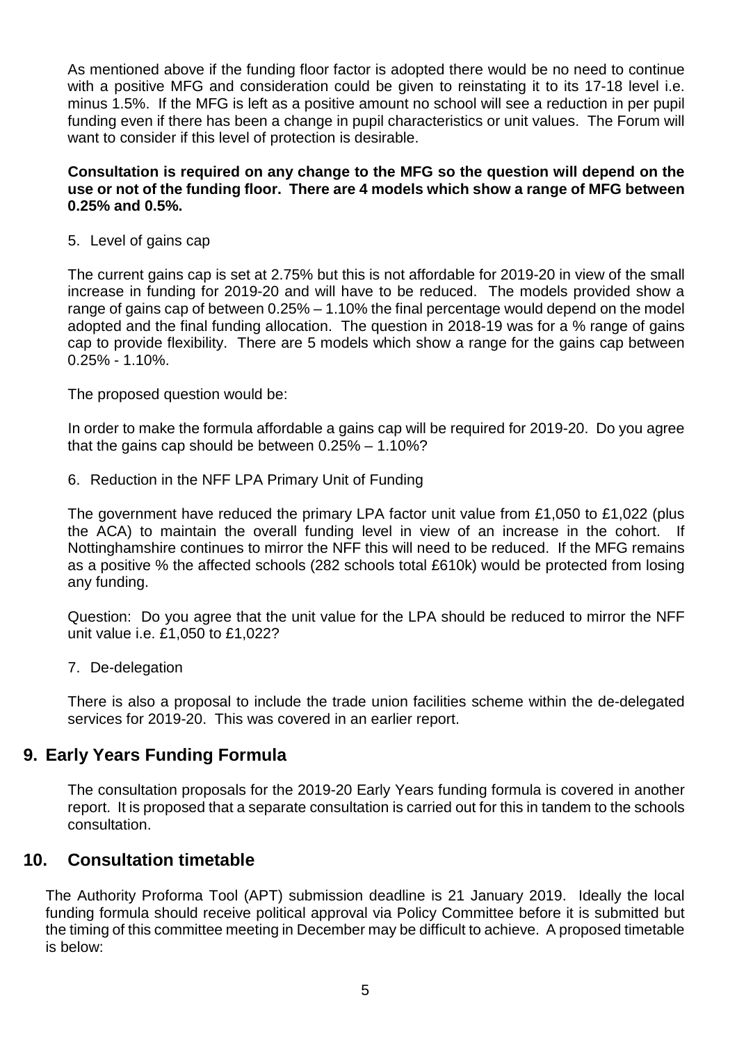As mentioned above if the funding floor factor is adopted there would be no need to continue with a positive MFG and consideration could be given to reinstating it to its 17-18 level i.e. minus 1.5%. If the MFG is left as a positive amount no school will see a reduction in per pupil funding even if there has been a change in pupil characteristics or unit values. The Forum will want to consider if this level of protection is desirable.

**Consultation is required on any change to the MFG so the question will depend on the use or not of the funding floor. There are 4 models which show a range of MFG between 0.25% and 0.5%.**

5. Level of gains cap

The current gains cap is set at 2.75% but this is not affordable for 2019-20 in view of the small increase in funding for 2019-20 and will have to be reduced. The models provided show a range of gains cap of between 0.25% – 1.10% the final percentage would depend on the model adopted and the final funding allocation. The question in 2018-19 was for a % range of gains cap to provide flexibility. There are 5 models which show a range for the gains cap between 0.25% - 1.10%.

The proposed question would be:

In order to make the formula affordable a gains cap will be required for 2019-20. Do you agree that the gains cap should be between 0.25% – 1.10%?

6. Reduction in the NFF LPA Primary Unit of Funding

The government have reduced the primary LPA factor unit value from £1,050 to £1,022 (plus the ACA) to maintain the overall funding level in view of an increase in the cohort. If Nottinghamshire continues to mirror the NFF this will need to be reduced. If the MFG remains as a positive % the affected schools (282 schools total £610k) would be protected from losing any funding.

Question: Do you agree that the unit value for the LPA should be reduced to mirror the NFF unit value i.e. £1,050 to £1,022?

7. De-delegation

There is also a proposal to include the trade union facilities scheme within the de-delegated services for 2019-20. This was covered in an earlier report.

## 9. Early Years Funding Formula

The consultation proposals for the 2019-20 Early Years funding formula is covered in another report. It is proposed that a separate consultation is carried out for this in tandem to the schools consultation.

## 10. Consultation timetable

The Authority Proforma Tool (APT) submission deadline is 21 January 2019. Ideally the local funding formula should receive political approval via Policy Committee before it is submitted but the timing of this committee meeting in December may be difficult to achieve. A proposed timetable is below: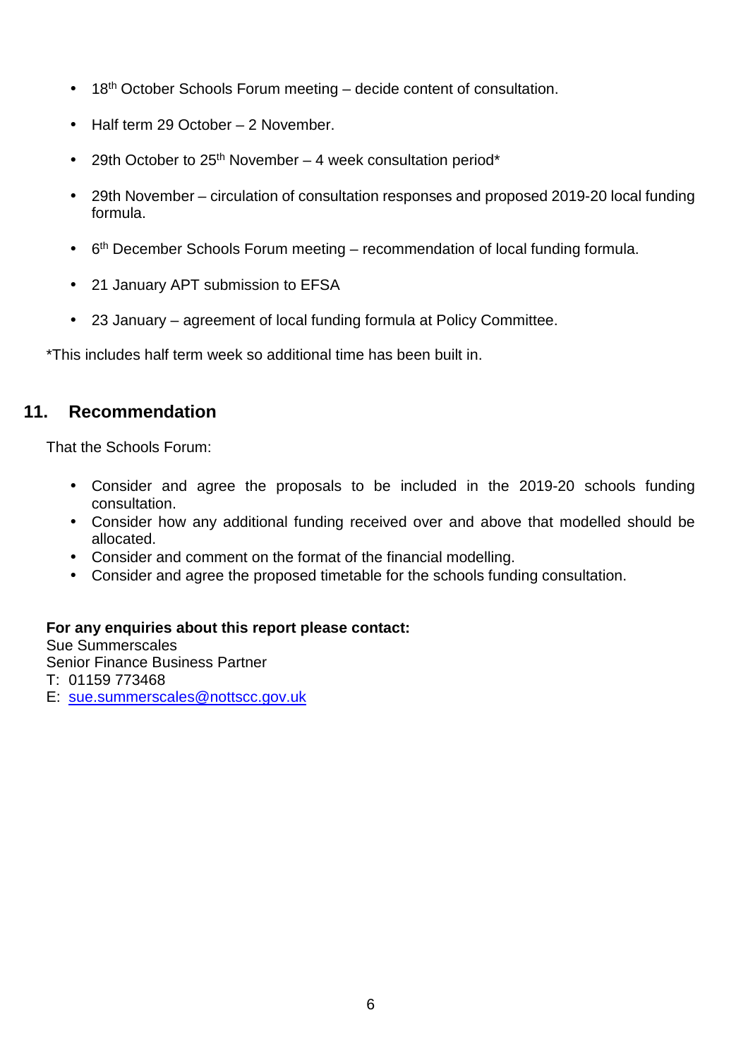- 18th October Schools Forum meeting – decide content of consultation.
- Half term 29 October – 2 November.
- 29th October to 25th November – 4 week consultation period*
- 29th November – circulation of consultation responses and proposed 2019-20 local funding formula.
- 6th December Schools Forum meeting – recommendation of local funding formula.
- 21 January APT submission to EFSA
- 23 January – agreement of local funding formula at Policy Committee.

*This includes half term week so additional time has been built in.

## 11. Recommendation

That the Schools Forum:

- Consider and agree the proposals to be included in the 2019-20 schools funding consultation.
- Consider how any additional funding received over and above that modelled should be allocated.
- Consider and comment on the format of the financial modelling.
- Consider and agree the proposed timetable for the schools funding consultation.

**For any enquiries about this report please contact:**
Sue Summerscales
Senior Finance Business Partner
T: 01159 773468
E: sue.summerscales@nottscc.gov.uk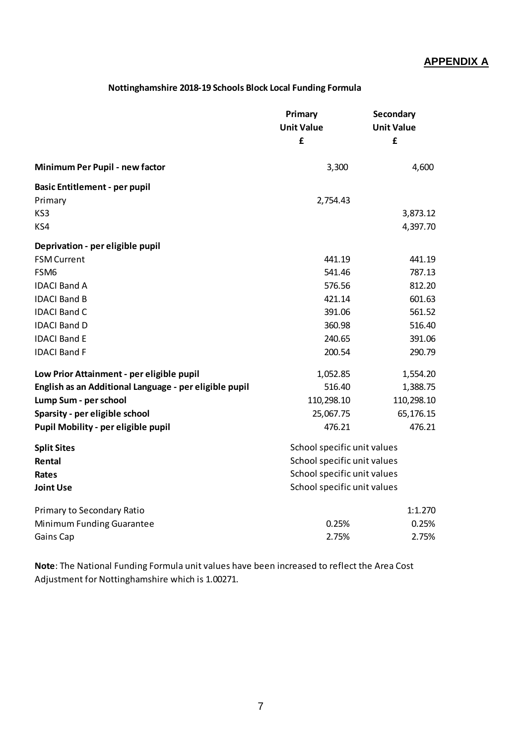**APPENDIX A**

**Nottinghamshire 2018-19 Schools Block Local Funding Formula**

| | Primary Unit Value £ | Secondary Unit Value £ |
|---|---|---|
| **Minimum Per Pupil - new factor** | 3,300 | 4,600 |
| **Basic Entitlement - per pupil** | | |
| Primary | 2,754.43 | |
| KS3 | | 3,873.12 |
| KS4 | | 4,397.70 |
| **Deprivation - per eligible pupil** | | |
| FSM Current | 441.19 | 441.19 |
| FSM6 | 541.46 | 787.13 |
| IDACI Band A | 576.56 | 812.20 |
| IDACI Band B | 421.14 | 601.63 |
| IDACI Band C | 391.06 | 561.52 |
| IDACI Band D | 360.98 | 516.40 |
| IDACI Band E | 240.65 | 391.06 |
| IDACI Band F | 200.54 | 290.79 |
| **Low Prior Attainment - per eligible pupil** | 1,052.85 | 1,554.20 |
| **English as an Additional Language - per eligible pupil** | 516.40 | 1,388.75 |
| **Lump Sum - per school** | 110,298.10 | 110,298.10 |
| **Sparsity - per eligible school** | 25,067.75 | 65,176.15 |
| **Pupil Mobility - per eligible pupil** | 476.21 | 476.21 |
| **Split Sites** | School specific unit values | |
| **Rental** | School specific unit values | |
| **Rates** | School specific unit values | |
| **Joint Use** | School specific unit values | |
| Primary to Secondary Ratio | | 1:1.270 |
| Minimum Funding Guarantee | 0.25% | 0.25% |
| Gains Cap | 2.75% | 2.75% |

**Note**: The National Funding Formula unit values have been increased to reflect the Area Cost Adjustment for Nottinghamshire which is 1.00271.